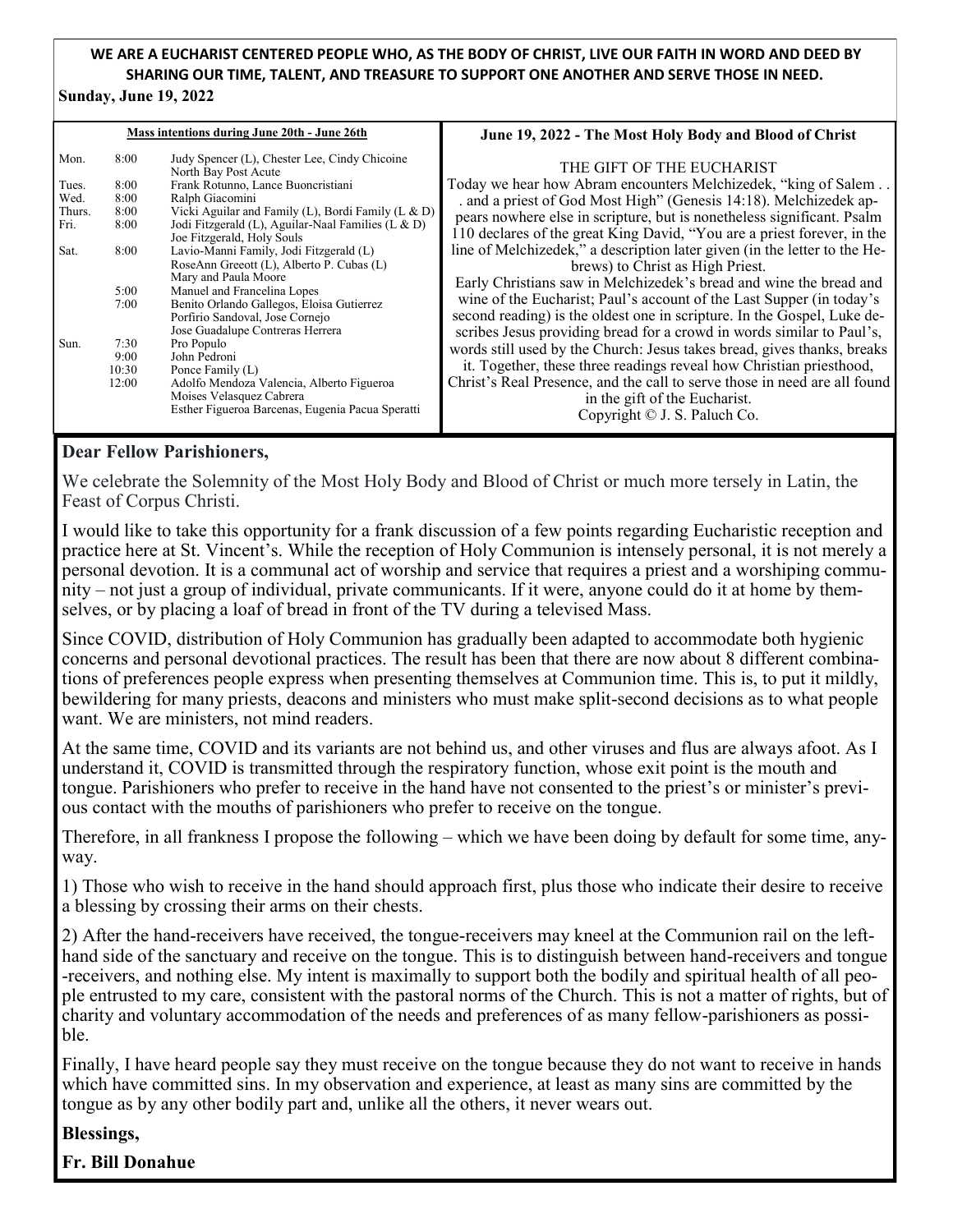**WE ARE A EUCHARIST CENTERED PEOPLE WHO, AS THE BODY OF CHRIST, LIVE OUR FAITH IN WORD AND DEED BY SHARING OUR TIME, TALENT, AND TREASURE TO SUPPORT ONE ANOTHER AND SERVE THOSE IN NEED.**

**Sunday, June 19, 2022**

**Mass intentions during June 20th - June 26th**

| Day | Time | Intention |
|---|---|---|
| Mon. | 8:00 | Judy Spencer (L), Chester Lee, Cindy Chicoine<br>North Bay Post Acute |
| Tues. | 8:00 | Frank Rotunno, Lance Buoncristiani |
| Wed. | 8:00 | Ralph Giacomini |
| Thurs. | 8:00 | Vicki Aguilar and Family (L), Bordi Family (L & D) |
| Fri. | 8:00 | Jodi Fitzgerald (L), Aguilar-Naal Families (L & D)<br>Joe Fitzgerald, Holy Souls |
| Sat. | 8:00 | Lavio-Manni Family, Jodi Fitzgerald (L)<br>RoseAnn Greeott (L), Alberto P. Cubas (L)<br>Mary and Paula Moore |
| | 5:00 | Manuel and Francelina Lopes |
| | 7:00 | Benito Orlando Gallegos, Eloisa Gutierrez<br>Porfirio Sandoval, Jose Cornejo<br>Jose Guadalupe Contreras Herrera |
| Sun. | 7:30 | Pro Populo |
| | 9:00 | John Pedroni |
| | 10:30 | Ponce Family (L) |
| | 12:00 | Adolfo Mendoza Valencia, Alberto Figueroa<br>Moises Velasquez Cabrera<br>Esther Figueroa Barcenas, Eugenia Pacua Speratti |

**June 19, 2022 - The Most Holy Body and Blood of Christ**

THE GIFT OF THE EUCHARIST

Today we hear how Abram encounters Melchizedek, "king of Salem . . . and a priest of God Most High" (Genesis 14:18). Melchizedek appears nowhere else in scripture, but is nonetheless significant. Psalm 110 declares of the great King David, "You are a priest forever, in the line of Melchizedek," a description later given (in the letter to the Hebrews) to Christ as High Priest.

Early Christians saw in Melchizedek's bread and wine the bread and wine of the Eucharist; Paul's account of the Last Supper (in today's second reading) is the oldest one in scripture. In the Gospel, Luke describes Jesus providing bread for a crowd in words similar to Paul's, words still used by the Church: Jesus takes bread, gives thanks, breaks it. Together, these three readings reveal how Christian priesthood, Christ's Real Presence, and the call to serve those in need are all found in the gift of the Eucharist.

Copyright © J. S. Paluch Co.

## Dear Fellow Parishioners,

We celebrate the Solemnity of the Most Holy Body and Blood of Christ or much more tersely in Latin, the Feast of Corpus Christi.

I would like to take this opportunity for a frank discussion of a few points regarding Eucharistic reception and practice here at St. Vincent's. While the reception of Holy Communion is intensely personal, it is not merely a personal devotion. It is a communal act of worship and service that requires a priest and a worshiping community – not just a group of individual, private communicants. If it were, anyone could do it at home by themselves, or by placing a loaf of bread in front of the TV during a televised Mass.

Since COVID, distribution of Holy Communion has gradually been adapted to accommodate both hygienic concerns and personal devotional practices. The result has been that there are now about 8 different combinations of preferences people express when presenting themselves at Communion time. This is, to put it mildly, bewildering for many priests, deacons and ministers who must make split-second decisions as to what people want. We are ministers, not mind readers.

At the same time, COVID and its variants are not behind us, and other viruses and flus are always afoot. As I understand it, COVID is transmitted through the respiratory function, whose exit point is the mouth and tongue. Parishioners who prefer to receive in the hand have not consented to the priest's or minister's previous contact with the mouths of parishioners who prefer to receive on the tongue.

Therefore, in all frankness I propose the following – which we have been doing by default for some time, anyway.

1) Those who wish to receive in the hand should approach first, plus those who indicate their desire to receive a blessing by crossing their arms on their chests.

2) After the hand-receivers have received, the tongue-receivers may kneel at the Communion rail on the left-hand side of the sanctuary and receive on the tongue. This is to distinguish between hand-receivers and tongue-receivers, and nothing else. My intent is maximally to support both the bodily and spiritual health of all people entrusted to my care, consistent with the pastoral norms of the Church. This is not a matter of rights, but of charity and voluntary accommodation of the needs and preferences of as many fellow-parishioners as possible.

Finally, I have heard people say they must receive on the tongue because they do not want to receive in hands which have committed sins. In my observation and experience, at least as many sins are committed by the tongue as by any other bodily part and, unlike all the others, it never wears out.

**Blessings,**

**Fr. Bill Donahue**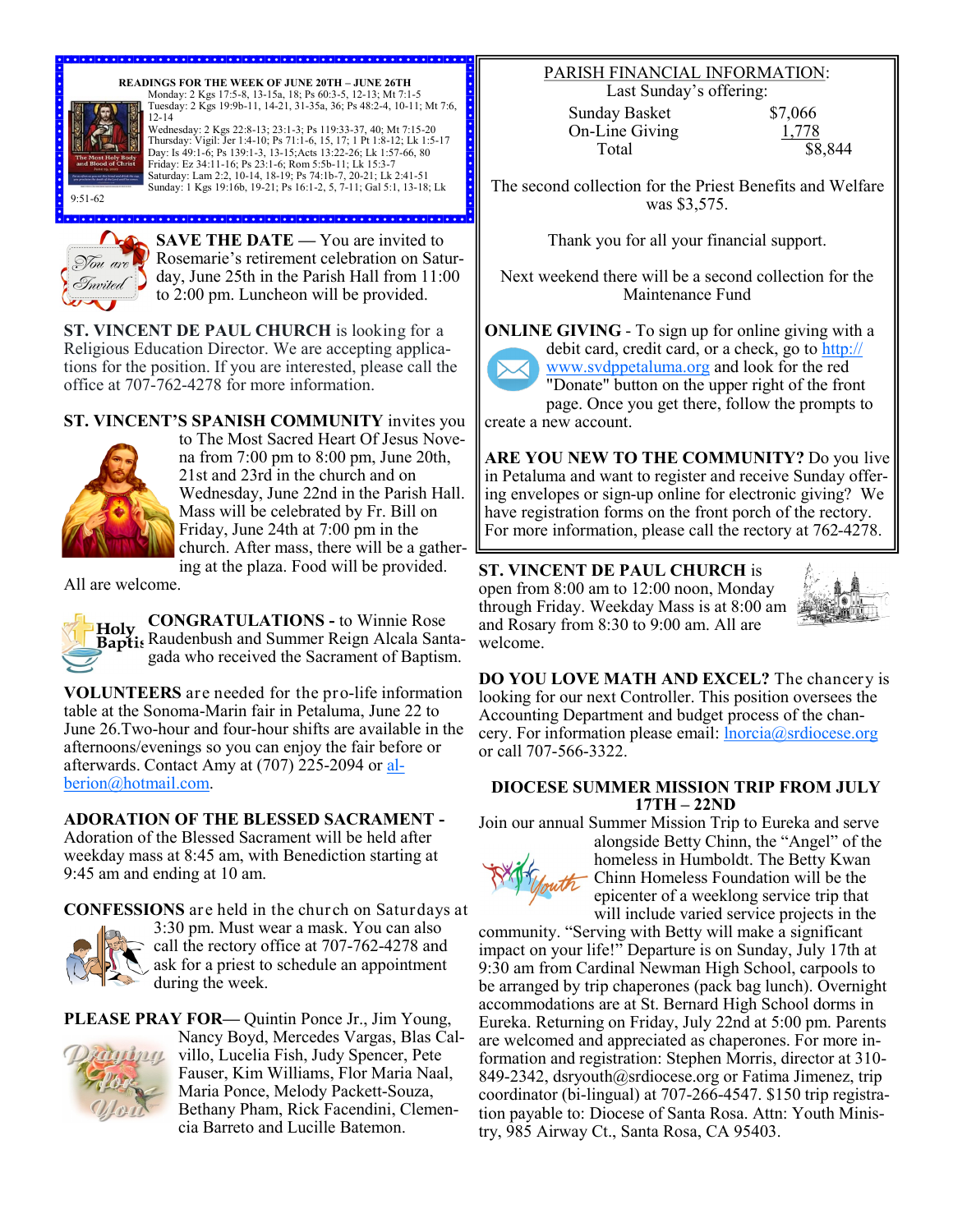## READINGS FOR THE WEEK OF JUNE 20TH – JUNE 26TH

Monday: 2 Kgs 17:5-8, 13-15a, 18; Ps 60:3-5, 12-13; Mt 7:1-5
Tuesday: 2 Kgs 19:9b-11, 14-21, 31-35a, 36; Ps 48:2-4, 10-11; Mt 7:6, 12-14
Wednesday: 2 Kgs 22:8-13; 23:1-3; Ps 119:33-37, 40; Mt 7:15-20
Thursday: Vigil: Jer 1:4-10; Ps 71:1-6, 15, 17; 1 Pt 1:8-12; Lk 1:5-17
Day: Is 49:1-6; Ps 139:1-3, 13-15;Acts 13:22-26; Lk 1:57-66, 80
Friday: Ez 34:11-16; Ps 23:1-6; Rom 5:5b-11; Lk 15:3-7
Saturday: Lam 2:2, 10-14, 18-19; Ps 74:1b-7, 20-21; Lk 2:41-51
Sunday: 1 Kgs 19:16b, 19-21; Ps 16:1-2, 5, 7-11; Gal 5:1, 13-18; Lk 9:51-62

**SAVE THE DATE** — You are invited to Rosemarie's retirement celebration on Saturday, June 25th in the Parish Hall from 11:00 to 2:00 pm. Luncheon will be provided.

**ST. VINCENT DE PAUL CHURCH** is looking for a Religious Education Director. We are accepting applications for the position. If you are interested, please call the office at 707-762-4278 for more information.

**ST. VINCENT'S SPANISH COMMUNITY** invites you to The Most Sacred Heart Of Jesus Novena from 7:00 pm to 8:00 pm, June 20th, 21st and 23rd in the church and on Wednesday, June 22nd in the Parish Hall. Mass will be celebrated by Fr. Bill on Friday, June 24th at 7:00 pm in the church. After mass, there will be a gathering at the plaza. Food will be provided. All are welcome.

**CONGRATULATIONS -** to Winnie Rose Raudenbush and Summer Reign Alcala Santagada who received the Sacrament of Baptism.

**VOLUNTEERS** are needed for the pro-life information table at the Sonoma-Marin fair in Petaluma, June 22 to June 26.Two-hour and four-hour shifts are available in the afternoons/evenings so you can enjoy the fair before or afterwards. Contact Amy at (707) 225-2094 or alberion@hotmail.com.

**ADORATION OF THE BLESSED SACRAMENT -** Adoration of the Blessed Sacrament will be held after weekday mass at 8:45 am, with Benediction starting at 9:45 am and ending at 10 am.

**CONFESSIONS** are held in the church on Saturdays at 3:30 pm. Must wear a mask. You can also call the rectory office at 707-762-4278 and ask for a priest to schedule an appointment during the week.

**PLEASE PRAY FOR**— Quintin Ponce Jr., Jim Young, Nancy Boyd, Mercedes Vargas, Blas Calvillo, Lucelia Fish, Judy Spencer, Pete Fauser, Kim Williams, Flor Maria Naal, Maria Ponce, Melody Packett-Souza, Bethany Pham, Rick Facendini, Clemencia Barreto and Lucille Batemon.

## PARISH FINANCIAL INFORMATION:

Last Sunday's offering:

| | |
|---|---|
| Sunday Basket | $7,066 |
| On-Line Giving | 1,778 |
| Total | $8,844 |

The second collection for the Priest Benefits and Welfare was $3,575.

Thank you for all your financial support.

Next weekend there will be a second collection for the Maintenance Fund

**ONLINE GIVING** - To sign up for online giving with a debit card, credit card, or a check, go to http://www.svdppetaluma.org and look for the red "Donate" button on the upper right of the front page. Once you get there, follow the prompts to create a new account.

**ARE YOU NEW TO THE COMMUNITY?** Do you live in Petaluma and want to register and receive Sunday offering envelopes or sign-up online for electronic giving? We have registration forms on the front porch of the rectory. For more information, please call the rectory at 762-4278.

**ST. VINCENT DE PAUL CHURCH** is open from 8:00 am to 12:00 noon, Monday through Friday. Weekday Mass is at 8:00 am and Rosary from 8:30 to 9:00 am. All are welcome.

**DO YOU LOVE MATH AND EXCEL?** The chancery is looking for our next Controller. This position oversees the Accounting Department and budget process of the chancery. For information please email: lnorcia@srdiocese.org or call 707-566-3322.

**DIOCESE SUMMER MISSION TRIP FROM JULY 17TH – 22ND**

Join our annual Summer Mission Trip to Eureka and serve alongside Betty Chinn, the "Angel" of the homeless in Humboldt. The Betty Kwan Chinn Homeless Foundation will be the epicenter of a weeklong service trip that will include varied service projects in the community. "Serving with Betty will make a significant impact on your life!" Departure is on Sunday, July 17th at 9:30 am from Cardinal Newman High School, carpools to be arranged by trip chaperones (pack bag lunch). Overnight accommodations are at St. Bernard High School dorms in Eureka. Returning on Friday, July 22nd at 5:00 pm. Parents are welcomed and appreciated as chaperones. For more information and registration: Stephen Morris, director at 310-849-2342, dsryouth@srdiocese.org or Fatima Jimenez, trip coordinator (bi-lingual) at 707-266-4547. $150 trip registration payable to: Diocese of Santa Rosa. Attn: Youth Ministry, 985 Airway Ct., Santa Rosa, CA 95403.